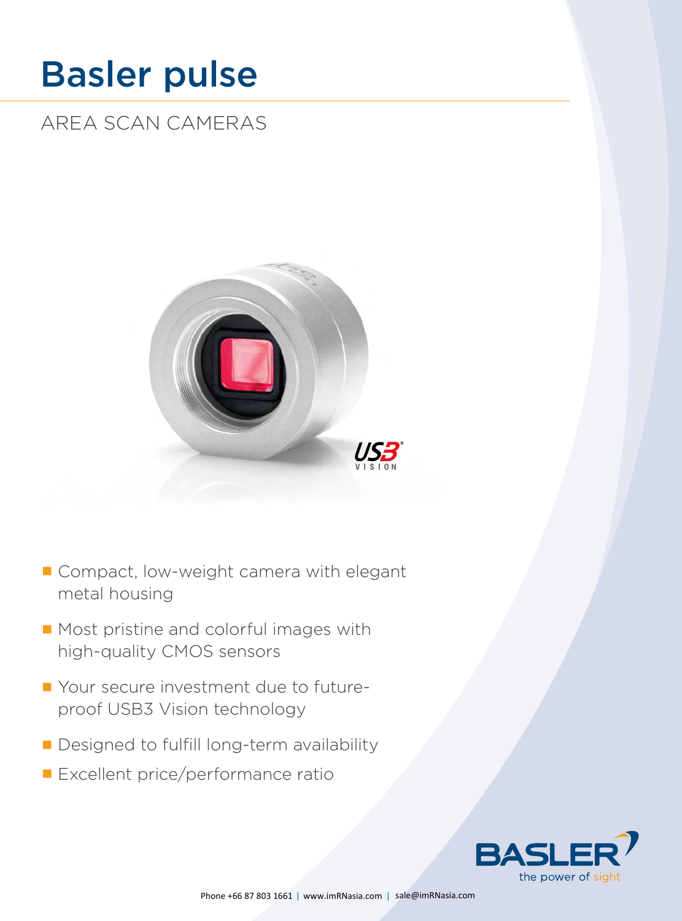# Basler pulse

## AREA SCAN CAMERAS

- Compact, low-weight camera with elegant metal housing
- Most pristine and colorful images with high-quality CMOS sensors
- Your secure investment due to future-proof USB3 Vision technology
- Designed to fulfill long-term availability
- Excellent price/performance ratio

BASLER the power of sight

Phone +66 87 803 1661 | www.imRNasia.com | sale@imRNasia.com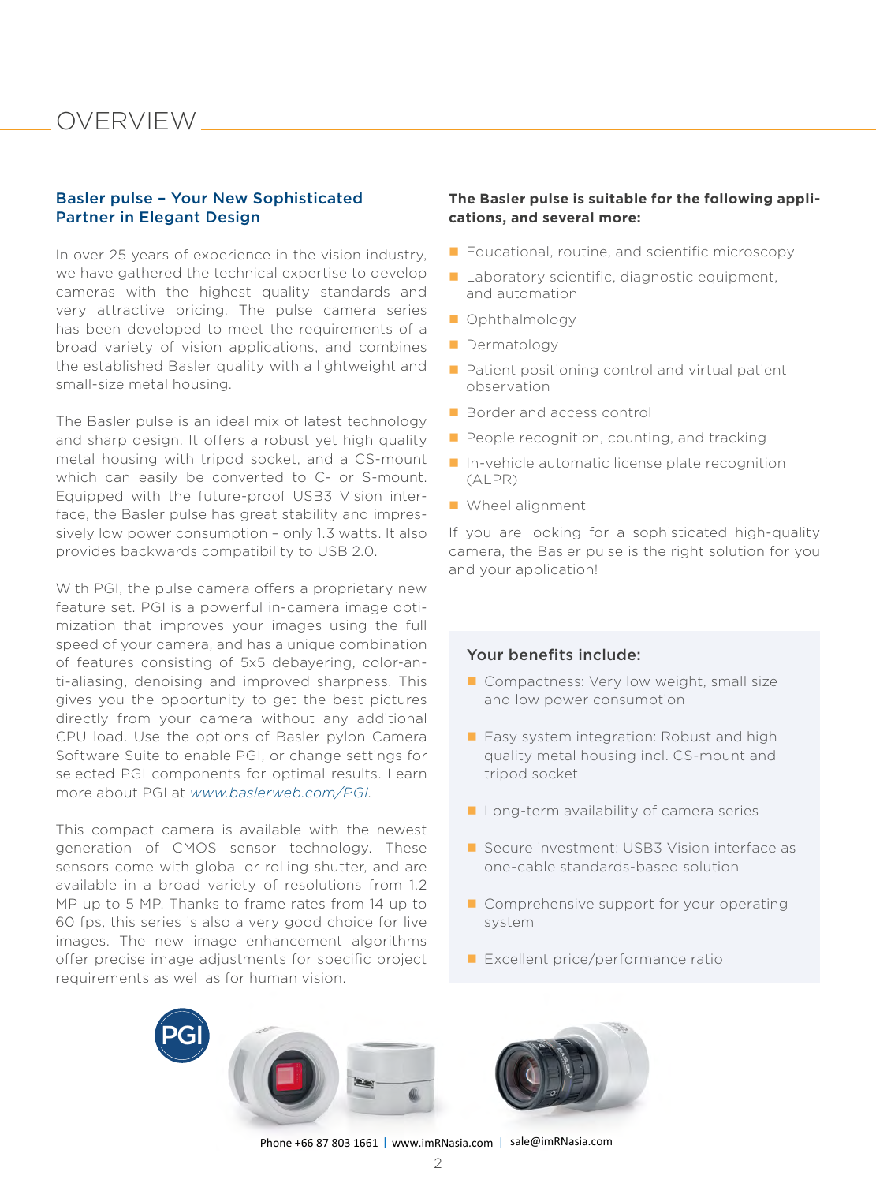# OVERVIEW

## Basler pulse – Your New Sophisticated Partner in Elegant Design

In over 25 years of experience in the vision industry, we have gathered the technical expertise to develop cameras with the highest quality standards and very attractive pricing. The pulse camera series has been developed to meet the requirements of a broad variety of vision applications, and combines the established Basler quality with a lightweight and small-size metal housing.

The Basler pulse is an ideal mix of latest technology and sharp design. It offers a robust yet high quality metal housing with tripod socket, and a CS-mount which can easily be converted to C- or S-mount. Equipped with the future-proof USB3 Vision interface, the Basler pulse has great stability and impressively low power consumption – only 1.3 watts. It also provides backwards compatibility to USB 2.0.

With PGI, the pulse camera offers a proprietary new feature set. PGI is a powerful in-camera image optimization that improves your images using the full speed of your camera, and has a unique combination of features consisting of 5x5 debayering, color-anti-aliasing, denoising and improved sharpness. This gives you the opportunity to get the best pictures directly from your camera without any additional CPU load. Use the options of Basler pylon Camera Software Suite to enable PGI, or change settings for selected PGI components for optimal results. Learn more about PGI at *www.baslerweb.com/PGI*.

This compact camera is available with the newest generation of CMOS sensor technology. These sensors come with global or rolling shutter, and are available in a broad variety of resolutions from 1.2 MP up to 5 MP. Thanks to frame rates from 14 up to 60 fps, this series is also a very good choice for live images. The new image enhancement algorithms offer precise image adjustments for specific project requirements as well as for human vision.

**The Basler pulse is suitable for the following applications, and several more:**

- Educational, routine, and scientific microscopy
- Laboratory scientific, diagnostic equipment, and automation
- Ophthalmology
- Dermatology
- Patient positioning control and virtual patient observation
- Border and access control
- People recognition, counting, and tracking
- In-vehicle automatic license plate recognition (ALPR)
- Wheel alignment

If you are looking for a sophisticated high-quality camera, the Basler pulse is the right solution for you and your application!

### Your benefits include:

- Compactness: Very low weight, small size and low power consumption
- Easy system integration: Robust and high quality metal housing incl. CS-mount and tripod socket
- Long-term availability of camera series
- Secure investment: USB3 Vision interface as one-cable standards-based solution
- Comprehensive support for your operating system
- Excellent price/performance ratio

Phone +66 87 803 1661 | www.imRNasia.com | sale@imRNasia.com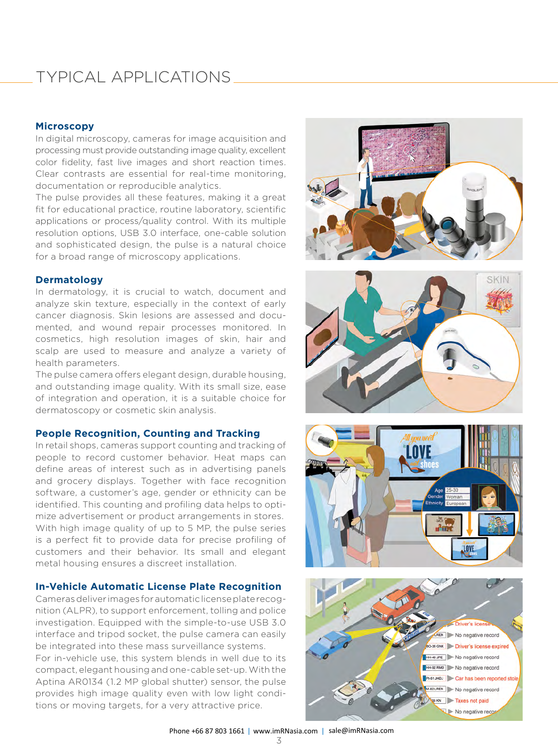# TYPICAL APPLICATIONS

## Microscopy

In digital microscopy, cameras for image acquisition and processing must provide outstanding image quality, excellent color fidelity, fast live images and short reaction times. Clear contrasts are essential for real-time monitoring, documentation or reproducible analytics.

The pulse provides all these features, making it a great fit for educational practice, routine laboratory, scientific applications or process/quality control. With its multiple resolution options, USB 3.0 interface, one-cable solution and sophisticated design, the pulse is a natural choice for a broad range of microscopy applications.

## Dermatology

In dermatology, it is crucial to watch, document and analyze skin texture, especially in the context of early cancer diagnosis. Skin lesions are assessed and documented, and wound repair processes monitored. In cosmetics, high resolution images of skin, hair and scalp are used to measure and analyze a variety of health parameters.

The pulse camera offers elegant design, durable housing, and outstanding image quality. With its small size, ease of integration and operation, it is a suitable choice for dermatoscopy or cosmetic skin analysis.

## People Recognition, Counting and Tracking

In retail shops, cameras support counting and tracking of people to record customer behavior. Heat maps can define areas of interest such as in advertising panels and grocery displays. Together with face recognition software, a customer's age, gender or ethnicity can be identified. This counting and profiling data helps to optimize advertisement or product arrangements in stores. With high image quality of up to 5 MP, the pulse series is a perfect fit to provide data for precise profiling of customers and their behavior. Its small and elegant metal housing ensures a discreet installation.

## In-Vehicle Automatic License Plate Recognition

Cameras deliver images for automatic license plate recognition (ALPR), to support enforcement, tolling and police investigation. Equipped with the simple-to-use USB 3.0 interface and tripod socket, the pulse camera can easily be integrated into these mass surveillance systems.

For in-vehicle use, this system blends in well due to its compact, elegant housing and one-cable set-up. With the Aptina AR0134 (1.2 MP global shutter) sensor, the pulse provides high image quality even with low light conditions or moving targets, for a very attractive price.

Phone +66 87 803 1661 | www.imRNasia.com | sale@imRNasia.com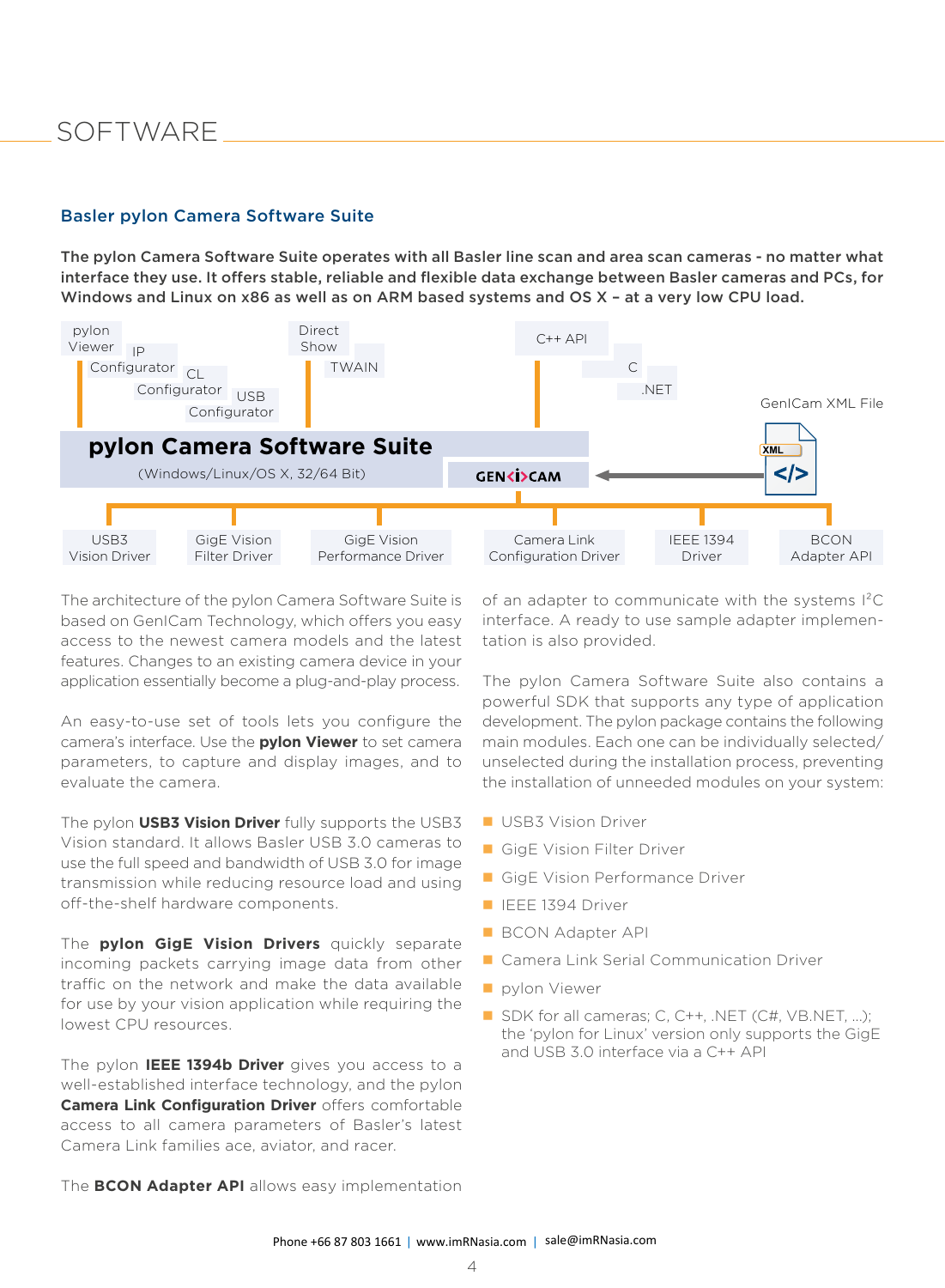# SOFTWARE

## Basler pylon Camera Software Suite

**The pylon Camera Software Suite operates with all Basler line scan and area scan cameras - no matter what interface they use. It offers stable, reliable and flexible data exchange between Basler cameras and PCs, for Windows and Linux on x86 as well as on ARM based systems and OS X – at a very low CPU load.**

pylon Viewer | IP Configurator | CL Configurator | USB Configurator | Direct Show | TWAIN | C++ API | C | .NET | GenICam XML File

**pylon Camera Software Suite**
(Windows/Linux/OS X, 32/64 Bit)
GEN<i>CAM

USB3 Vision Driver | GigE Vision Filter Driver | GigE Vision Performance Driver | Camera Link Configuration Driver | IEEE 1394 Driver | BCON Adapter API

The architecture of the pylon Camera Software Suite is based on GenICam Technology, which offers you easy access to the newest camera models and the latest features. Changes to an existing camera device in your application essentially become a plug-and-play process.

An easy-to-use set of tools lets you configure the camera's interface. Use the **pylon Viewer** to set camera parameters, to capture and display images, and to evaluate the camera.

The pylon **USB3 Vision Driver** fully supports the USB3 Vision standard. It allows Basler USB 3.0 cameras to use the full speed and bandwidth of USB 3.0 for image transmission while reducing resource load and using off-the-shelf hardware components.

The **pylon GigE Vision Drivers** quickly separate incoming packets carrying image data from other traffic on the network and make the data available for use by your vision application while requiring the lowest CPU resources.

The pylon **IEEE 1394b Driver** gives you access to a well-established interface technology, and the pylon **Camera Link Configuration Driver** offers comfortable access to all camera parameters of Basler's latest Camera Link families ace, aviator, and racer.

The **BCON Adapter API** allows easy implementation of an adapter to communicate with the systems I²C interface. A ready to use sample adapter implementation is also provided.

The pylon Camera Software Suite also contains a powerful SDK that supports any type of application development. The pylon package contains the following main modules. Each one can be individually selected/unselected during the installation process, preventing the installation of unneeded modules on your system:

- USB3 Vision Driver
- GigE Vision Filter Driver
- GigE Vision Performance Driver
- IEEE 1394 Driver
- BCON Adapter API
- Camera Link Serial Communication Driver
- pylon Viewer
- SDK for all cameras; C, C++, .NET (C#, VB.NET, ...); the 'pylon for Linux' version only supports the GigE and USB 3.0 interface via a C++ API

Phone +66 87 803 1661 | www.imRNasia.com | sale@imRNasia.com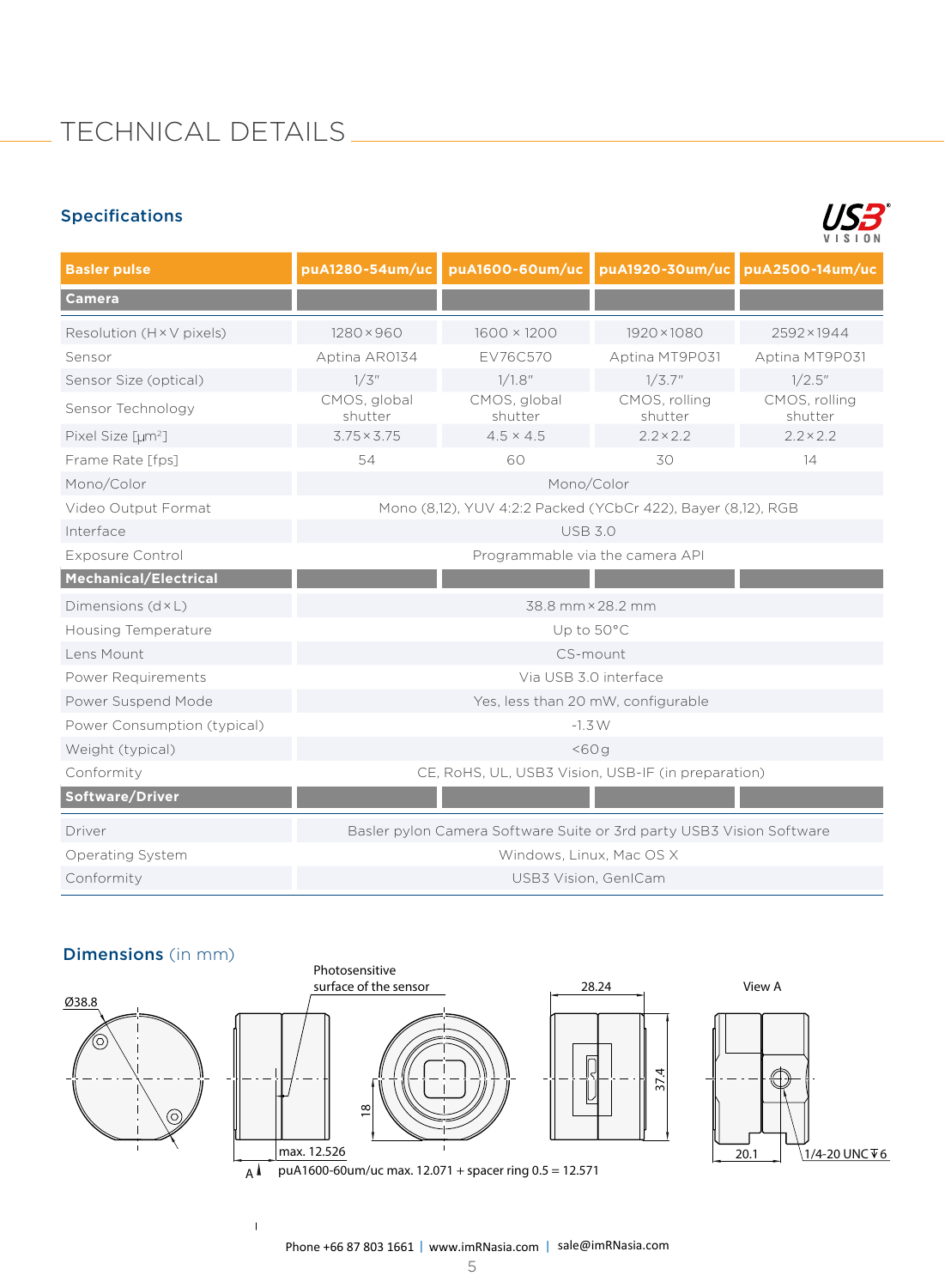# TECHNICAL DETAILS

## Specifications

| Basler pulse | puA1280-54um/uc | puA1600-60um/uc | puA1920-30um/uc | puA2500-14um/uc |
|---|---|---|---|---|
| **Camera** | | | | |
| Resolution (H × V pixels) | 1280 × 960 | 1600 × 1200 | 1920 × 1080 | 2592 × 1944 |
| Sensor | Aptina AR0134 | EV76C570 | Aptina MT9P031 | Aptina MT9P031 |
| Sensor Size (optical) | 1/3" | 1/1.8" | 1/3.7" | 1/2.5" |
| Sensor Technology | CMOS, global shutter | CMOS, global shutter | CMOS, rolling shutter | CMOS, rolling shutter |
| Pixel Size [µm²] | 3.75 × 3.75 | 4.5 × 4.5 | 2.2 × 2.2 | 2.2 × 2.2 |
| Frame Rate [fps] | 54 | 60 | 30 | 14 |
| Mono/Color | Mono/Color | | | |
| Video Output Format | Mono (8,12), YUV 4:2:2 Packed (YCbCr 422), Bayer (8,12), RGB | | | |
| Interface | USB 3.0 | | | |
| Exposure Control | Programmable via the camera API | | | |
| **Mechanical/Electrical** | | | | |
| Dimensions (d × L) | 38.8 mm × 28.2 mm | | | |
| Housing Temperature | Up to 50°C | | | |
| Lens Mount | CS-mount | | | |
| Power Requirements | Via USB 3.0 interface | | | |
| Power Suspend Mode | Yes, less than 20 mW, configurable | | | |
| Power Consumption (typical) | -1.3 W | | | |
| Weight (typical) | <60 g | | | |
| Conformity | CE, RoHS, UL, USB3 Vision, USB-IF (in preparation) | | | |
| **Software/Driver** | | | | |
| Driver | Basler pylon Camera Software Suite or 3rd party USB3 Vision Software | | | |
| Operating System | Windows, Linux, Mac OS X | | | |
| Conformity | USB3 Vision, GenICam | | | |

## Dimensions (in mm)

Ø38.8

Photosensitive surface of the sensor

max. 12.526

18

28.24

37.4

View A

20.1

1/4-20 UNC ↧6

A

puA1600-60um/uc max. 12.071 + spacer ring 0.5 = 12.571

Phone +66 87 803 1661 | www.imRNasia.com | sale@imRNasia.com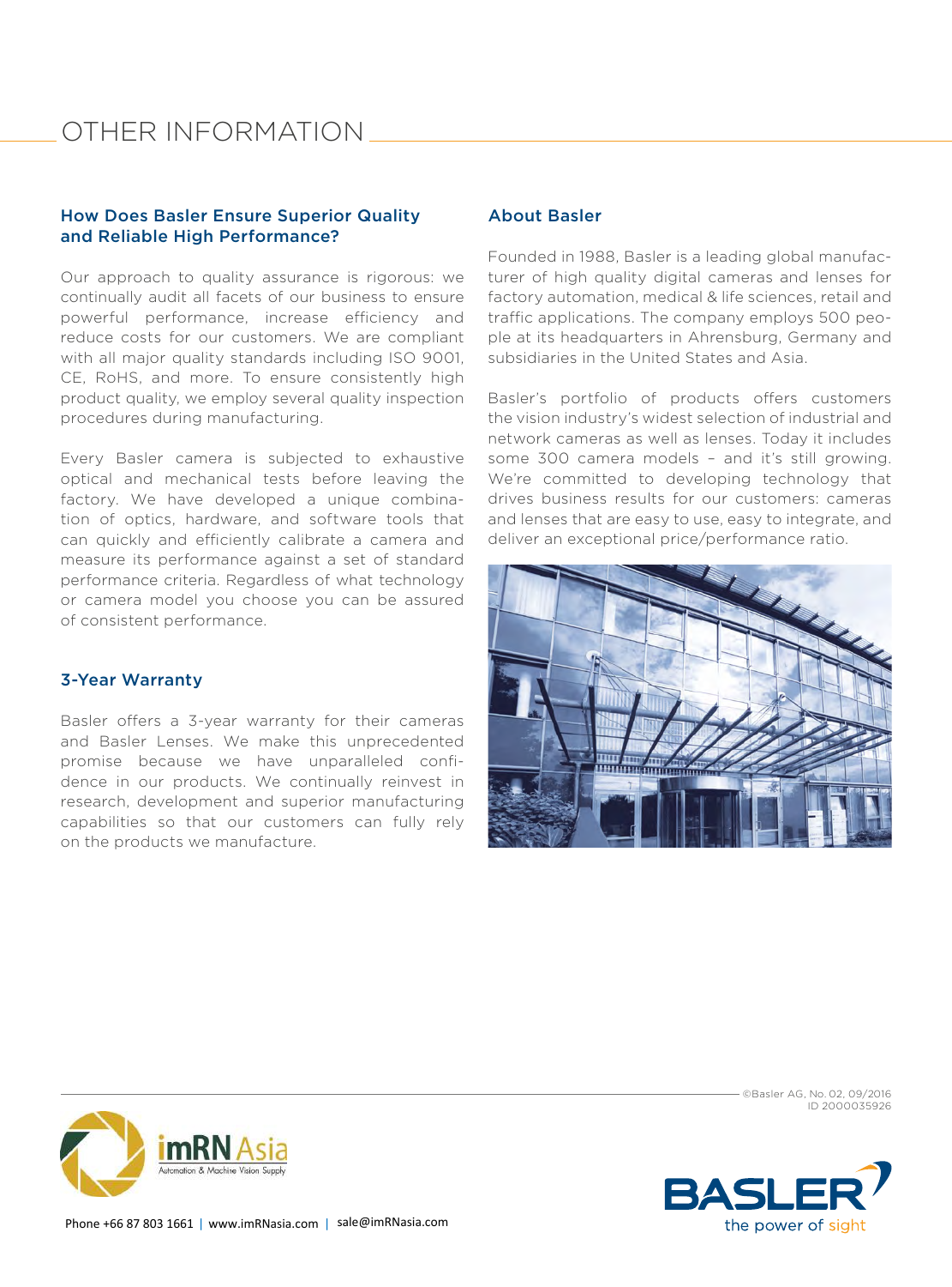# OTHER INFORMATION

## How Does Basler Ensure Superior Quality and Reliable High Performance?

Our approach to quality assurance is rigorous: we continually audit all facets of our business to ensure powerful performance, increase efficiency and reduce costs for our customers. We are compliant with all major quality standards including ISO 9001, CE, RoHS, and more. To ensure consistently high product quality, we employ several quality inspection procedures during manufacturing.

Every Basler camera is subjected to exhaustive optical and mechanical tests before leaving the factory. We have developed a unique combination of optics, hardware, and software tools that can quickly and efficiently calibrate a camera and measure its performance against a set of standard performance criteria. Regardless of what technology or camera model you choose you can be assured of consistent performance.

## 3-Year Warranty

Basler offers a 3-year warranty for their cameras and Basler Lenses. We make this unprecedented promise because we have unparalleled confidence in our products. We continually reinvest in research, development and superior manufacturing capabilities so that our customers can fully rely on the products we manufacture.

## About Basler

Founded in 1988, Basler is a leading global manufacturer of high quality digital cameras and lenses for factory automation, medical & life sciences, retail and traffic applications. The company employs 500 people at its headquarters in Ahrensburg, Germany and subsidiaries in the United States and Asia.

Basler's portfolio of products offers customers the vision industry's widest selection of industrial and network cameras as well as lenses. Today it includes some 300 camera models – and it's still growing. We're committed to developing technology that drives business results for our customers: cameras and lenses that are easy to use, easy to integrate, and deliver an exceptional price/performance ratio.

©Basler AG, No. 02, 09/2016
ID 2000035926

imRN Asia
Automation & Machine Vision Supply

Phone +66 87 803 1661 | www.imRNasia.com | sale@imRNasia.com

BASLER
the power of sight